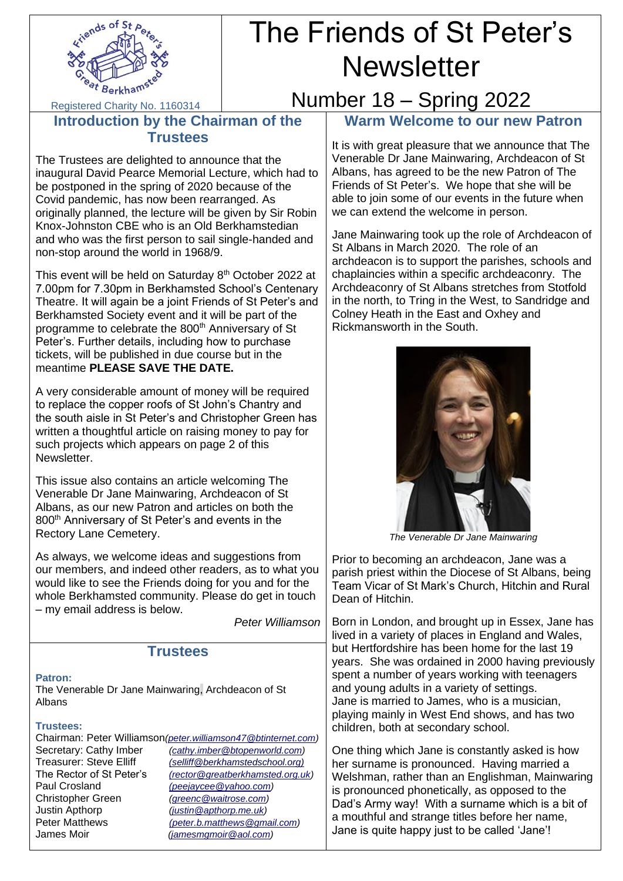# The Friends of St Peter's Newsletter

## Number 18 – Spring 2022

Registered Charity No. 1160314

## Introduction by the Chairman of the Trustees

The Trustees are delighted to announce that the inaugural David Pearce Memorial Lecture, which had to be postponed in the spring of 2020 because of the Covid pandemic, has now been rearranged. As originally planned, the lecture will be given by Sir Robin Knox-Johnston CBE who is an Old Berkhamstedian and who was the first person to sail single-handed and non-stop around the world in 1968/9.

This event will be held on Saturday 8th October 2022 at 7.00pm for 7.30pm in Berkhamsted School's Centenary Theatre. It will again be a joint Friends of St Peter's and Berkhamsted Society event and it will be part of the programme to celebrate the 800th Anniversary of St Peter's. Further details, including how to purchase tickets, will be published in due course but in the meantime **PLEASE SAVE THE DATE.**

A very considerable amount of money will be required to replace the copper roofs of St John's Chantry and the south aisle in St Peter's and Christopher Green has written a thoughtful article on raising money to pay for such projects which appears on page 2 of this Newsletter.

This issue also contains an article welcoming The Venerable Dr Jane Mainwaring, Archdeacon of St Albans, as our new Patron and articles on both the 800th Anniversary of St Peter's and events in the Rectory Lane Cemetery.

As always, we welcome ideas and suggestions from our members, and indeed other readers, as to what you would like to see the Friends doing for you and for the whole Berkhamsted community. Please do get in touch – my email address is below.

*Peter Williamson*

## Trustees

**Patron:**
The Venerable Dr Jane Mainwaring, Archdeacon of St Albans

**Trustees:**

Chairman: Peter Williamson *(peter.williamson47@btinternet.com)*
Secretary: Cathy Imber *(cathy.imber@btopenworld.com)*
Treasurer: Steve Elliff *(selliff@berkhamstedschool.org)*
The Rector of St Peter's *(rector@greatberkhamsted.org.uk)*
Paul Crosland *(peejaycee@yahoo.com)*
Christopher Green *(greenc@waitrose.com)*
Justin Apthorp *(justin@apthorp.me.uk)*
Peter Matthews *(peter.b.matthews@gmail.com)*
James Moir *(jamesmgmoir@aol.com)*

## Warm Welcome to our new Patron

It is with great pleasure that we announce that The Venerable Dr Jane Mainwaring, Archdeacon of St Albans, has agreed to be the new Patron of The Friends of St Peter's. We hope that she will be able to join some of our events in the future when we can extend the welcome in person.

Jane Mainwaring took up the role of Archdeacon of St Albans in March 2020. The role of an archdeacon is to support the parishes, schools and chaplaincies within a specific archdeaconry. The Archdeaconry of St Albans stretches from Stotfold in the north, to Tring in the West, to Sandridge and Colney Heath in the East and Oxhey and Rickmansworth in the South.

*The Venerable Dr Jane Mainwaring*

Prior to becoming an archdeacon, Jane was a parish priest within the Diocese of St Albans, being Team Vicar of St Mark's Church, Hitchin and Rural Dean of Hitchin.

Born in London, and brought up in Essex, Jane has lived in a variety of places in England and Wales, but Hertfordshire has been home for the last 19 years. She was ordained in 2000 having previously spent a number of years working with teenagers and young adults in a variety of settings.
Jane is married to James, who is a musician, playing mainly in West End shows, and has two children, both at secondary school.

One thing which Jane is constantly asked is how her surname is pronounced. Having married a Welshman, rather than an Englishman, Mainwaring is pronounced phonetically, as opposed to the Dad's Army way! With a surname which is a bit of a mouthful and strange titles before her name, Jane is quite happy just to be called 'Jane'!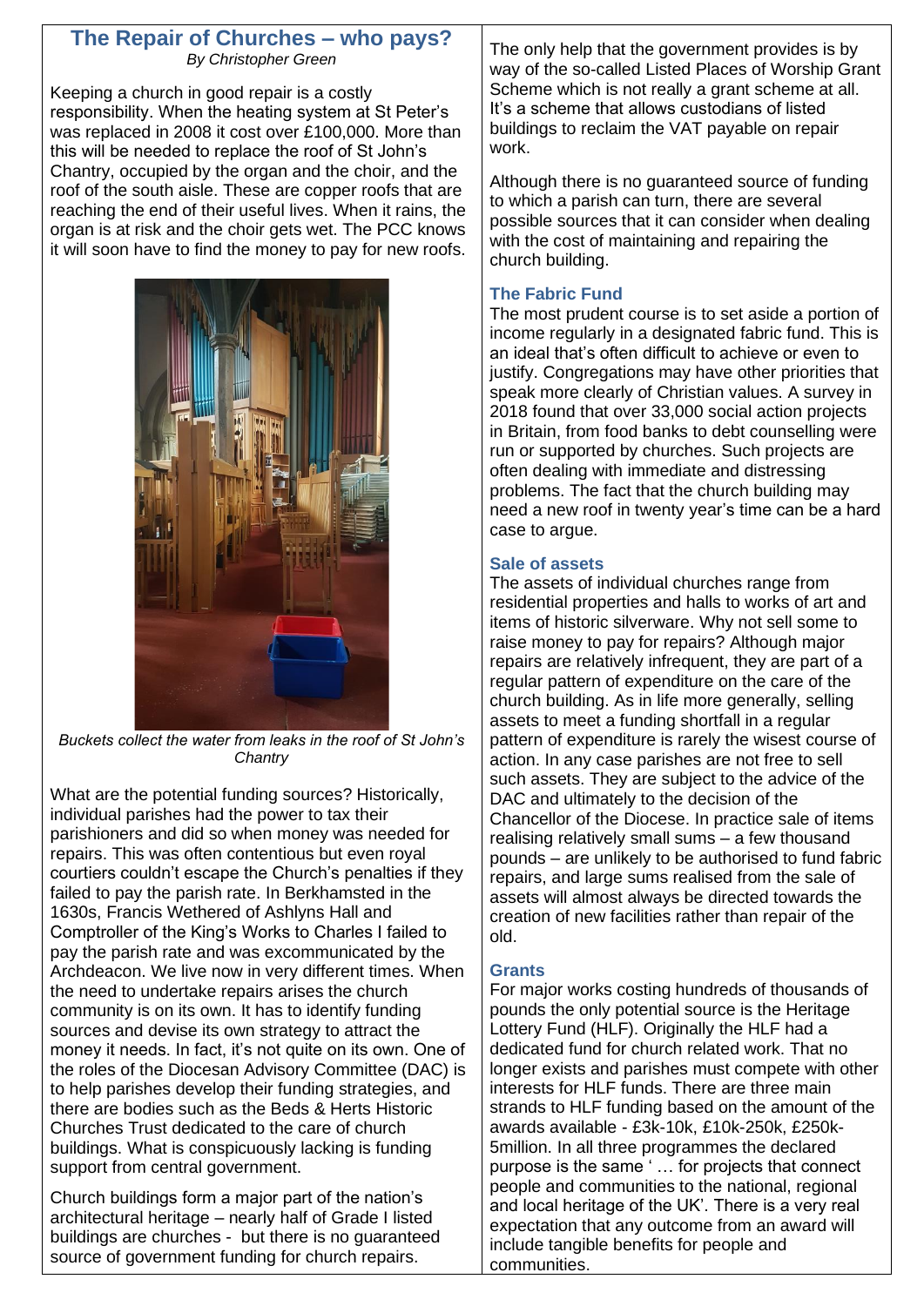## The Repair of Churches – who pays?

*By Christopher Green*

Keeping a church in good repair is a costly responsibility. When the heating system at St Peter's was replaced in 2008 it cost over £100,000. More than this will be needed to replace the roof of St John's Chantry, occupied by the organ and the choir, and the roof of the south aisle. These are copper roofs that are reaching the end of their useful lives. When it rains, the organ is at risk and the choir gets wet. The PCC knows it will soon have to find the money to pay for new roofs.

*Buckets collect the water from leaks in the roof of St John's Chantry*

What are the potential funding sources? Historically, individual parishes had the power to tax their parishioners and did so when money was needed for repairs. This was often contentious but even royal courtiers couldn't escape the Church's penalties if they failed to pay the parish rate. In Berkhamsted in the 1630s, Francis Wethered of Ashlyns Hall and Comptroller of the King's Works to Charles I failed to pay the parish rate and was excommunicated by the Archdeacon. We live now in very different times. When the need to undertake repairs arises the church community is on its own. It has to identify funding sources and devise its own strategy to attract the money it needs. In fact, it's not quite on its own. One of the roles of the Diocesan Advisory Committee (DAC) is to help parishes develop their funding strategies, and there are bodies such as the Beds & Herts Historic Churches Trust dedicated to the care of church buildings. What is conspicuously lacking is funding support from central government.

Church buildings form a major part of the nation's architectural heritage – nearly half of Grade I listed buildings are churches - but there is no guaranteed source of government funding for church repairs.

The only help that the government provides is by way of the so-called Listed Places of Worship Grant Scheme which is not really a grant scheme at all. It's a scheme that allows custodians of listed buildings to reclaim the VAT payable on repair work.

Although there is no guaranteed source of funding to which a parish can turn, there are several possible sources that it can consider when dealing with the cost of maintaining and repairing the church building.

### The Fabric Fund

The most prudent course is to set aside a portion of income regularly in a designated fabric fund. This is an ideal that's often difficult to achieve or even to justify. Congregations may have other priorities that speak more clearly of Christian values. A survey in 2018 found that over 33,000 social action projects in Britain, from food banks to debt counselling were run or supported by churches. Such projects are often dealing with immediate and distressing problems. The fact that the church building may need a new roof in twenty year's time can be a hard case to argue.

### Sale of assets

The assets of individual churches range from residential properties and halls to works of art and items of historic silverware. Why not sell some to raise money to pay for repairs? Although major repairs are relatively infrequent, they are part of a regular pattern of expenditure on the care of the church building. As in life more generally, selling assets to meet a funding shortfall in a regular pattern of expenditure is rarely the wisest course of action. In any case parishes are not free to sell such assets. They are subject to the advice of the DAC and ultimately to the decision of the Chancellor of the Diocese. In practice sale of items realising relatively small sums – a few thousand pounds – are unlikely to be authorised to fund fabric repairs, and large sums realised from the sale of assets will almost always be directed towards the creation of new facilities rather than repair of the old.

### Grants

For major works costing hundreds of thousands of pounds the only potential source is the Heritage Lottery Fund (HLF). Originally the HLF had a dedicated fund for church related work. That no longer exists and parishes must compete with other interests for HLF funds. There are three main strands to HLF funding based on the amount of the awards available - £3k-10k, £10k-250k, £250k-5million. In all three programmes the declared purpose is the same ' … for projects that connect people and communities to the national, regional and local heritage of the UK'. There is a very real expectation that any outcome from an award will include tangible benefits for people and communities.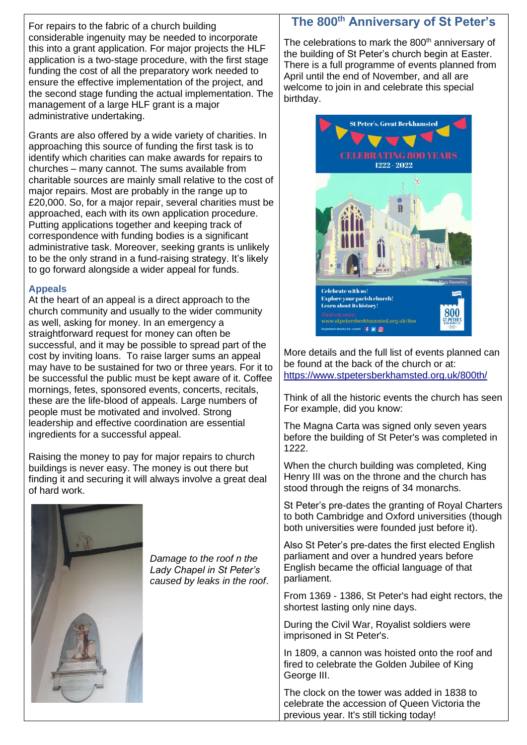For repairs to the fabric of a church building considerable ingenuity may be needed to incorporate this into a grant application. For major projects the HLF application is a two-stage procedure, with the first stage funding the cost of all the preparatory work needed to ensure the effective implementation of the project, and the second stage funding the actual implementation. The management of a large HLF grant is a major administrative undertaking.

Grants are also offered by a wide variety of charities. In approaching this source of funding the first task is to identify which charities can make awards for repairs to churches – many cannot. The sums available from charitable sources are mainly small relative to the cost of major repairs. Most are probably in the range up to £20,000. So, for a major repair, several charities must be approached, each with its own application procedure. Putting applications together and keeping track of correspondence with funding bodies is a significant administrative task. Moreover, seeking grants is unlikely to be the only strand in a fund-raising strategy. It's likely to go forward alongside a wider appeal for funds.

### Appeals

At the heart of an appeal is a direct approach to the church community and usually to the wider community as well, asking for money. In an emergency a straightforward request for money can often be successful, and it may be possible to spread part of the cost by inviting loans. To raise larger sums an appeal may have to be sustained for two or three years. For it to be successful the public must be kept aware of it. Coffee mornings, fetes, sponsored events, concerts, recitals, these are the life-blood of appeals. Large numbers of people must be motivated and involved. Strong leadership and effective coordination are essential ingredients for a successful appeal.

Raising the money to pay for major repairs to church buildings is never easy. The money is out there but finding it and securing it will always involve a great deal of hard work.

*Damage to the roof n the Lady Chapel in St Peter's caused by leaks in the roof.*

## The 800th Anniversary of St Peter's

The celebrations to mark the 800th anniversary of the building of St Peter's church begin at Easter. There is a full programme of events planned from April until the end of November, and all are welcome to join in and celebrate this special birthday.

St Peter's, Great Berkhamsted

CELEBRATING 800 YEARS

1222 - 2022

Painting by Mary Casserley

Celebrate with us!
Explore your parish church!
Learn about its history!

Find out more:
www.stpetersberkhamsted.org.uk/800

More details and the full list of events planned can be found at the back of the church or at: https://www.stpetersberkhamsted.org.uk/800th/

Think of all the historic events the church has seen For example, did you know:

The Magna Carta was signed only seven years before the building of St Peter's was completed in 1222.

When the church building was completed, King Henry III was on the throne and the church has stood through the reigns of 34 monarchs.

St Peter's pre-dates the granting of Royal Charters to both Cambridge and Oxford universities (though both universities were founded just before it).

Also St Peter's pre-dates the first elected English parliament and over a hundred years before English became the official language of that parliament.

From 1369 - 1386, St Peter's had eight rectors, the shortest lasting only nine days.

During the Civil War, Royalist soldiers were imprisoned in St Peter's.

In 1809, a cannon was hoisted onto the roof and fired to celebrate the Golden Jubilee of King George III.

The clock on the tower was added in 1838 to celebrate the accession of Queen Victoria the previous year. It's still ticking today!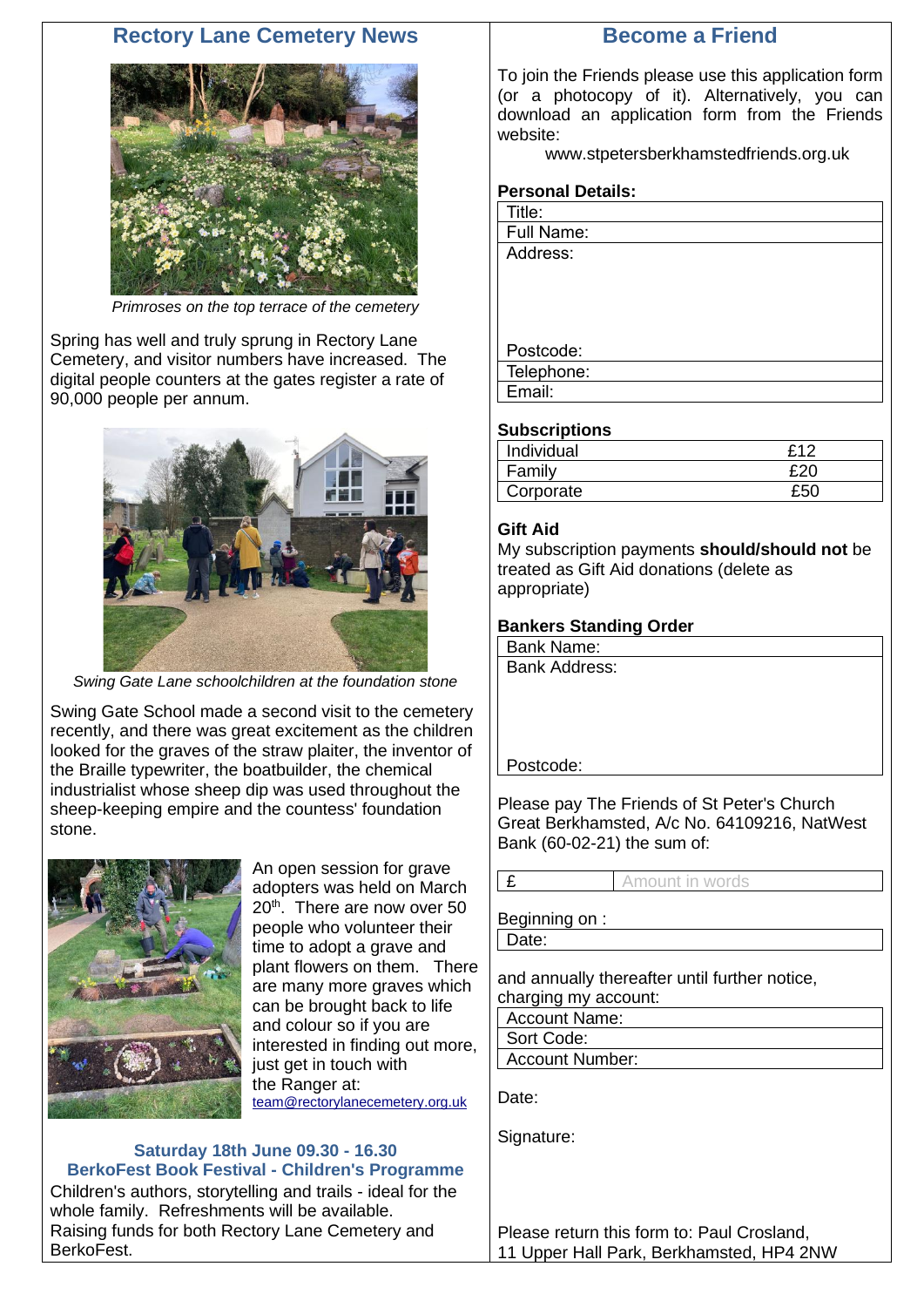# Rectory Lane Cemetery News

*Primroses on the top terrace of the cemetery*

Spring has well and truly sprung in Rectory Lane Cemetery, and visitor numbers have increased. The digital people counters at the gates register a rate of 90,000 people per annum.

*Swing Gate Lane schoolchildren at the foundation stone*

Swing Gate School made a second visit to the cemetery recently, and there was great excitement as the children looked for the graves of the straw plaiter, the inventor of the Braille typewriter, the boatbuilder, the chemical industrialist whose sheep dip was used throughout the sheep-keeping empire and the countess' foundation stone.

An open session for grave adopters was held on March 20th. There are now over 50 people who volunteer their time to adopt a grave and plant flowers on them. There are many more graves which can be brought back to life and colour so if you are interested in finding out more, just get in touch with the Ranger at: team@rectorylanecemetery.org.uk

### Saturday 18th June 09.30 - 16.30
### BerkoFest Book Festival - Children's Programme

Children's authors, storytelling and trails - ideal for the whole family. Refreshments will be available.
Raising funds for both Rectory Lane Cemetery and BerkoFest.

# Become a Friend

To join the Friends please use this application form (or a photocopy of it). Alternatively, you can download an application form from the Friends website:

www.stpetersberkhamstedfriends.org.uk

**Personal Details:**

| |
|---|
| Title: |
| Full Name: |
| Address: |
| Postcode: |
| Telephone: |
| Email: |

**Subscriptions**

| | |
|---|---|
| Individual | £12 |
| Family | £20 |
| Corporate | £50 |

**Gift Aid**

My subscription payments **should/should not** be treated as Gift Aid donations (delete as appropriate)

**Bankers Standing Order**

| |
|---|
| Bank Name: |
| Bank Address: |
| Postcode: |

Please pay The Friends of St Peter's Church Great Berkhamsted, A/c No. 64109216, NatWest Bank (60-02-21) the sum of:

| | |
|---|---|
| £ | Amount in words |

Beginning on :

| |
|---|
| Date: |

and annually thereafter until further notice, charging my account:

| |
|---|
| Account Name: |
| Sort Code: |
| Account Number: |

Date:

Signature:

Please return this form to: Paul Crosland, 11 Upper Hall Park, Berkhamsted, HP4 2NW